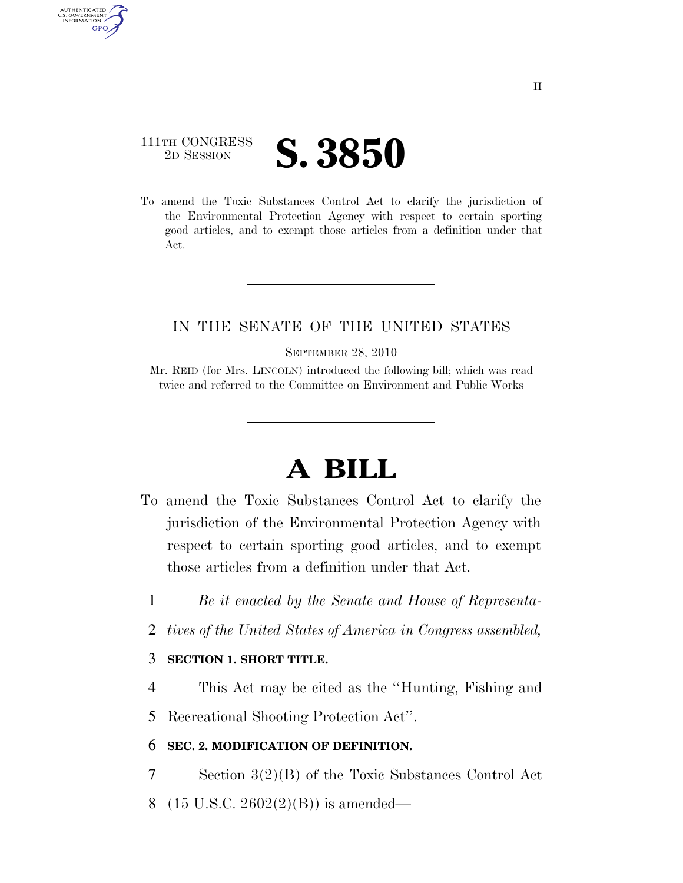111TH CONGRESS
2D SESSION

# S. 3850

To amend the Toxic Substances Control Act to clarify the jurisdiction of the Environmental Protection Agency with respect to certain sporting good articles, and to exempt those articles from a definition under that Act.

IN THE SENATE OF THE UNITED STATES

SEPTEMBER 28, 2010

Mr. REID (for Mrs. LINCOLN) introduced the following bill; which was read twice and referred to the Committee on Environment and Public Works

# A BILL

To amend the Toxic Substances Control Act to clarify the jurisdiction of the Environmental Protection Agency with respect to certain sporting good articles, and to exempt those articles from a definition under that Act.

1 *Be it enacted by the Senate and House of Representa-*
2 *tives of the United States of America in Congress assembled,*

3 **SECTION 1. SHORT TITLE.**

4 This Act may be cited as the "Hunting, Fishing and
5 Recreational Shooting Protection Act".

6 **SEC. 2. MODIFICATION OF DEFINITION.**

7 Section 3(2)(B) of the Toxic Substances Control Act
8 (15 U.S.C. 2602(2)(B)) is amended—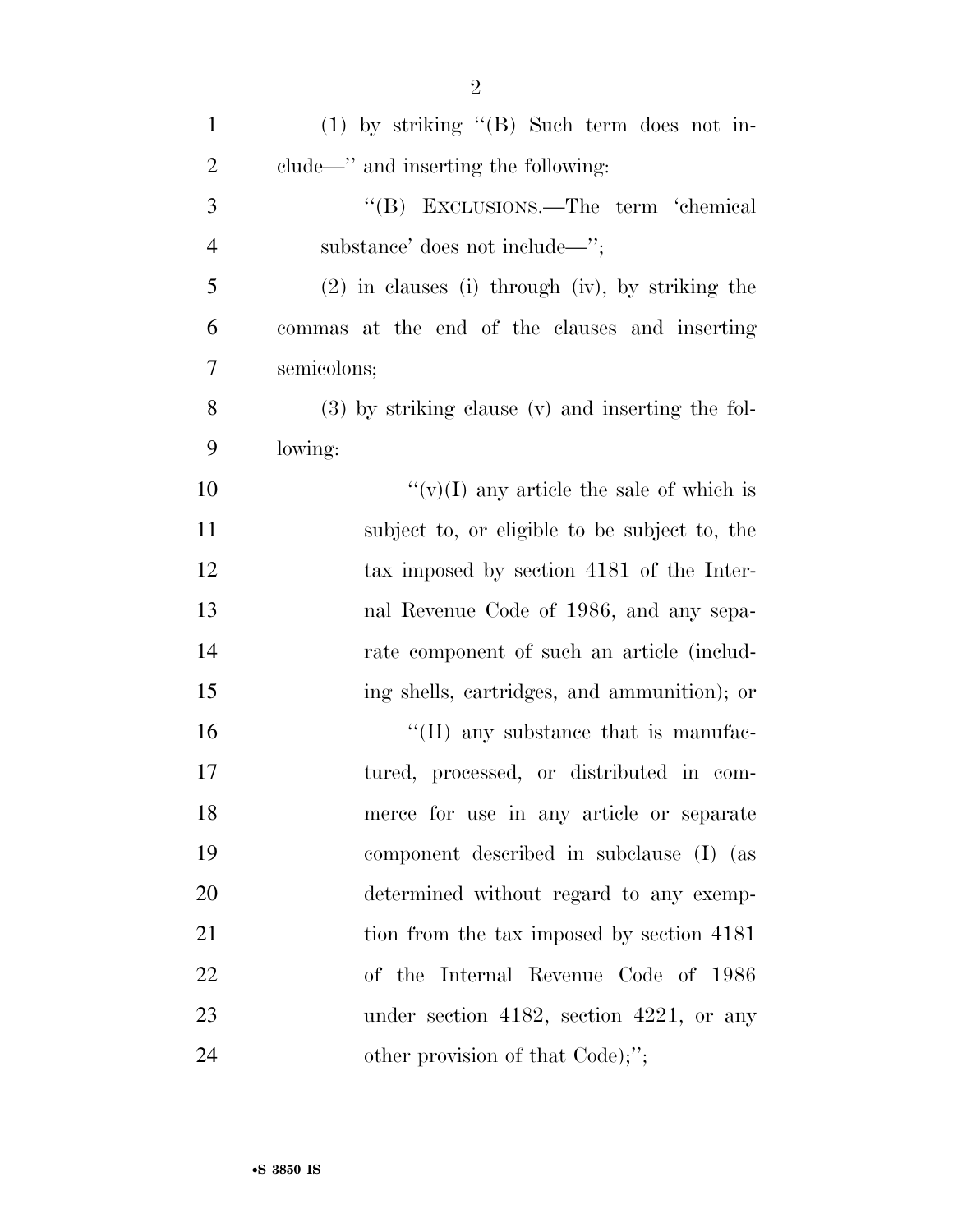(1) by striking "(B) Such term does not include—" and inserting the following:

"(B) EXCLUSIONS.—The term 'chemical substance' does not include—";

(2) in clauses (i) through (iv), by striking the commas at the end of the clauses and inserting semicolons;

(3) by striking clause (v) and inserting the following:

"(v)(I) any article the sale of which is subject to, or eligible to be subject to, the tax imposed by section 4181 of the Internal Revenue Code of 1986, and any separate component of such an article (including shells, cartridges, and ammunition); or

"(II) any substance that is manufactured, processed, or distributed in commerce for use in any article or separate component described in subclause (I) (as determined without regard to any exemption from the tax imposed by section 4181 of the Internal Revenue Code of 1986 under section 4182, section 4221, or any other provision of that Code);";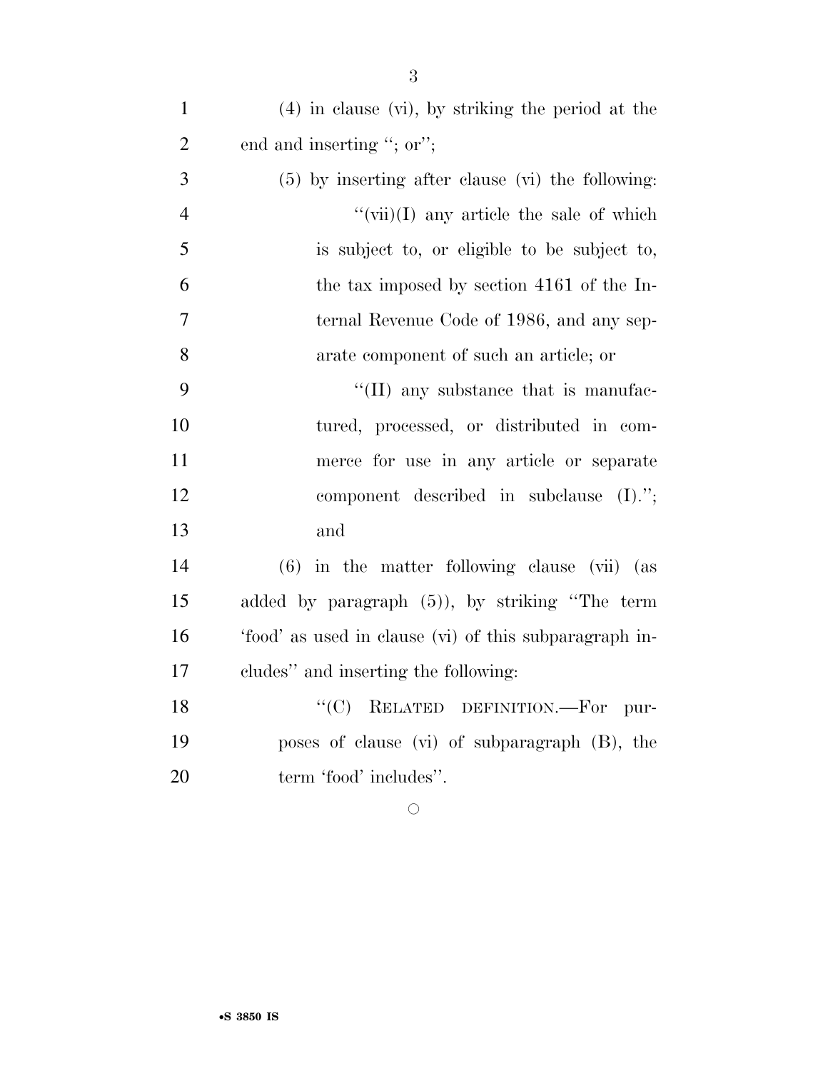(4) in clause (vi), by striking the period at the end and inserting ''; or'';

(5) by inserting after clause (vi) the following:

''(vii)(I) any article the sale of which is subject to, or eligible to be subject to, the tax imposed by section 4161 of the Internal Revenue Code of 1986, and any separate component of such an article; or

''(II) any substance that is manufactured, processed, or distributed in commerce for use in any article or separate component described in subclause (I).''; and

(6) in the matter following clause (vii) (as added by paragraph (5)), by striking ''The term 'food' as used in clause (vi) of this subparagraph includes'' and inserting the following:

''(C) RELATED DEFINITION.—For purposes of clause (vi) of subparagraph (B), the term 'food' includes''.

○